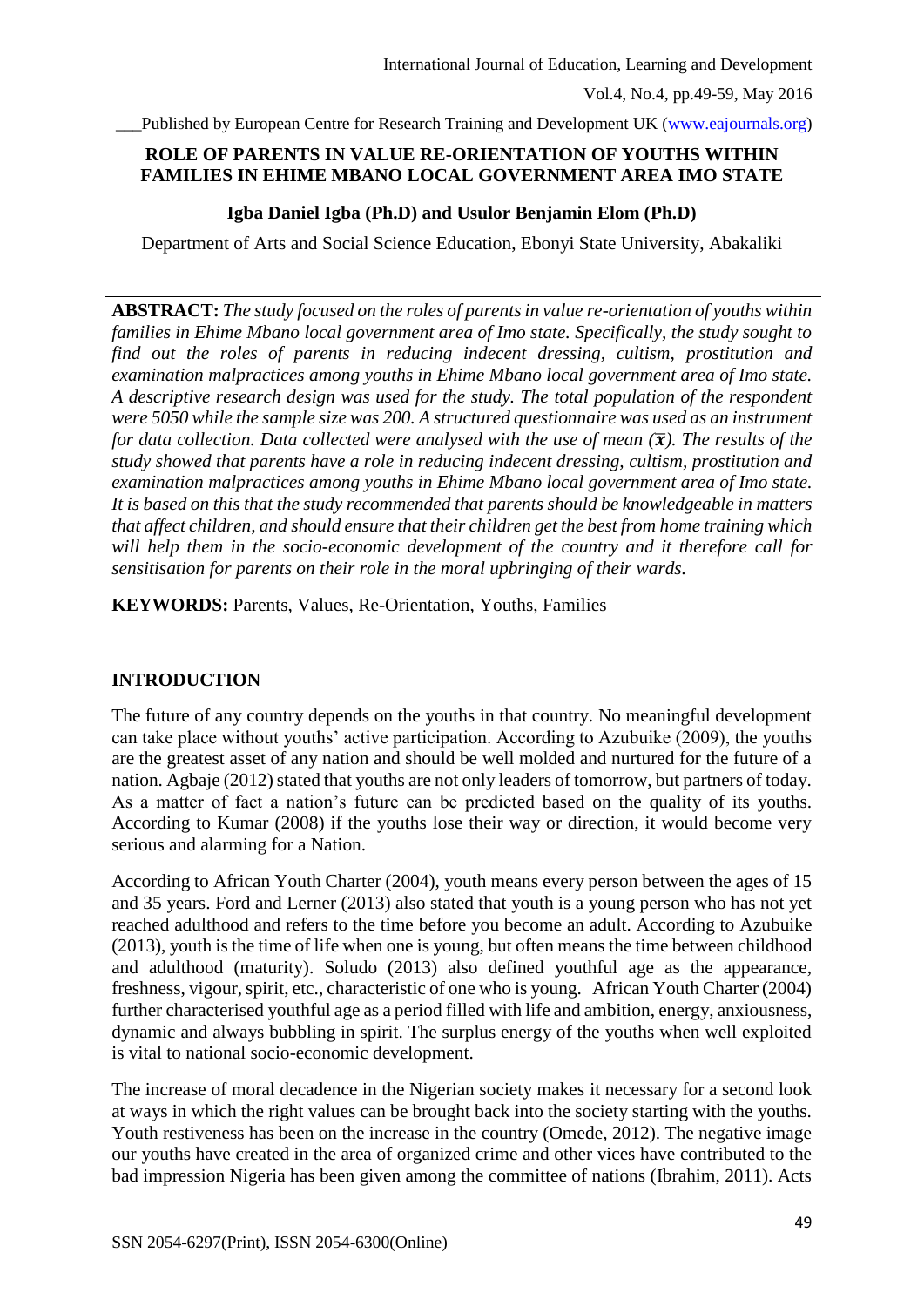# ROLE OF PARENTS IN VALUE RE-ORIENTATION OF YOUTHS WITHIN FAMILIES IN EHIME MBANO LOCAL GOVERNMENT AREA IMO STATE

**Igba Daniel Igba (Ph.D) and Usulor Benjamin Elom (Ph.D)**

Department of Arts and Social Science Education, Ebonyi State University, Abakaliki

---

**ABSTRACT:** *The study focused on the roles of parents in value re-orientation of youths within families in Ehime Mbano local government area of Imo state. Specifically, the study sought to find out the roles of parents in reducing indecent dressing, cultism, prostitution and examination malpractices among youths in Ehime Mbano local government area of Imo state. A descriptive research design was used for the study. The total population of the respondent were 5050 while the sample size was 200. A structured questionnaire was used as an instrument for data collection. Data collected were analysed with the use of mean ($\overline{x}$). The results of the study showed that parents have a role in reducing indecent dressing, cultism, prostitution and examination malpractices among youths in Ehime Mbano local government area of Imo state. It is based on this that the study recommended that parents should be knowledgeable in matters that affect children, and should ensure that their children get the best from home training which will help them in the socio-economic development of the country and it therefore call for sensitisation for parents on their role in the moral upbringing of their wards.*

**KEYWORDS:** Parents, Values, Re-Orientation, Youths, Families

---

## INTRODUCTION

The future of any country depends on the youths in that country. No meaningful development can take place without youths' active participation. According to Azubuike (2009), the youths are the greatest asset of any nation and should be well molded and nurtured for the future of a nation. Agbaje (2012) stated that youths are not only leaders of tomorrow, but partners of today. As a matter of fact a nation's future can be predicted based on the quality of its youths. According to Kumar (2008) if the youths lose their way or direction, it would become very serious and alarming for a Nation.

According to African Youth Charter (2004), youth means every person between the ages of 15 and 35 years. Ford and Lerner (2013) also stated that youth is a young person who has not yet reached adulthood and refers to the time before you become an adult. According to Azubuike (2013), youth is the time of life when one is young, but often means the time between childhood and adulthood (maturity). Soludo (2013) also defined youthful age as the appearance, freshness, vigour, spirit, etc., characteristic of one who is young. African Youth Charter (2004) further characterised youthful age as a period filled with life and ambition, energy, anxiousness, dynamic and always bubbling in spirit. The surplus energy of the youths when well exploited is vital to national socio-economic development.

The increase of moral decadence in the Nigerian society makes it necessary for a second look at ways in which the right values can be brought back into the society starting with the youths. Youth restiveness has been on the increase in the country (Omede, 2012). The negative image our youths have created in the area of organized crime and other vices have contributed to the bad impression Nigeria has been given among the committee of nations (Ibrahim, 2011). Acts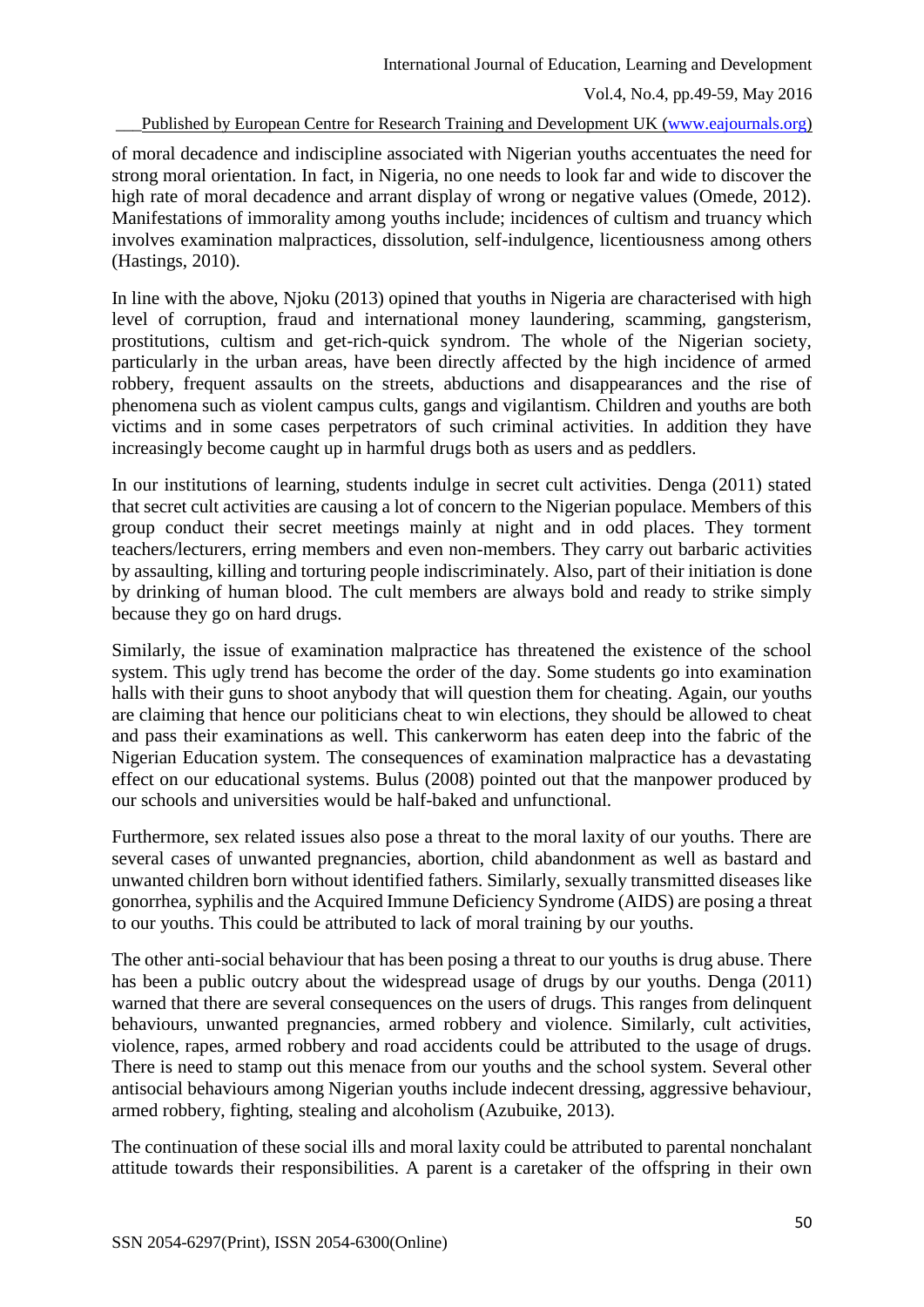of moral decadence and indiscipline associated with Nigerian youths accentuates the need for strong moral orientation. In fact, in Nigeria, no one needs to look far and wide to discover the high rate of moral decadence and arrant display of wrong or negative values (Omede, 2012). Manifestations of immorality among youths include; incidences of cultism and truancy which involves examination malpractices, dissolution, self-indulgence, licentiousness among others (Hastings, 2010).

In line with the above, Njoku (2013) opined that youths in Nigeria are characterised with high level of corruption, fraud and international money laundering, scamming, gangsterism, prostitutions, cultism and get-rich-quick syndrom. The whole of the Nigerian society, particularly in the urban areas, have been directly affected by the high incidence of armed robbery, frequent assaults on the streets, abductions and disappearances and the rise of phenomena such as violent campus cults, gangs and vigilantism. Children and youths are both victims and in some cases perpetrators of such criminal activities. In addition they have increasingly become caught up in harmful drugs both as users and as peddlers.

In our institutions of learning, students indulge in secret cult activities. Denga (2011) stated that secret cult activities are causing a lot of concern to the Nigerian populace. Members of this group conduct their secret meetings mainly at night and in odd places. They torment teachers/lecturers, erring members and even non-members. They carry out barbaric activities by assaulting, killing and torturing people indiscriminately. Also, part of their initiation is done by drinking of human blood. The cult members are always bold and ready to strike simply because they go on hard drugs.

Similarly, the issue of examination malpractice has threatened the existence of the school system. This ugly trend has become the order of the day. Some students go into examination halls with their guns to shoot anybody that will question them for cheating. Again, our youths are claiming that hence our politicians cheat to win elections, they should be allowed to cheat and pass their examinations as well. This cankerworm has eaten deep into the fabric of the Nigerian Education system. The consequences of examination malpractice has a devastating effect on our educational systems. Bulus (2008) pointed out that the manpower produced by our schools and universities would be half-baked and unfunctional.

Furthermore, sex related issues also pose a threat to the moral laxity of our youths. There are several cases of unwanted pregnancies, abortion, child abandonment as well as bastard and unwanted children born without identified fathers. Similarly, sexually transmitted diseases like gonorrhea, syphilis and the Acquired Immune Deficiency Syndrome (AIDS) are posing a threat to our youths. This could be attributed to lack of moral training by our youths.

The other anti-social behaviour that has been posing a threat to our youths is drug abuse. There has been a public outcry about the widespread usage of drugs by our youths. Denga (2011) warned that there are several consequences on the users of drugs. This ranges from delinquent behaviours, unwanted pregnancies, armed robbery and violence. Similarly, cult activities, violence, rapes, armed robbery and road accidents could be attributed to the usage of drugs. There is need to stamp out this menace from our youths and the school system. Several other antisocial behaviours among Nigerian youths include indecent dressing, aggressive behaviour, armed robbery, fighting, stealing and alcoholism (Azubuike, 2013).

The continuation of these social ills and moral laxity could be attributed to parental nonchalant attitude towards their responsibilities. A parent is a caretaker of the offspring in their own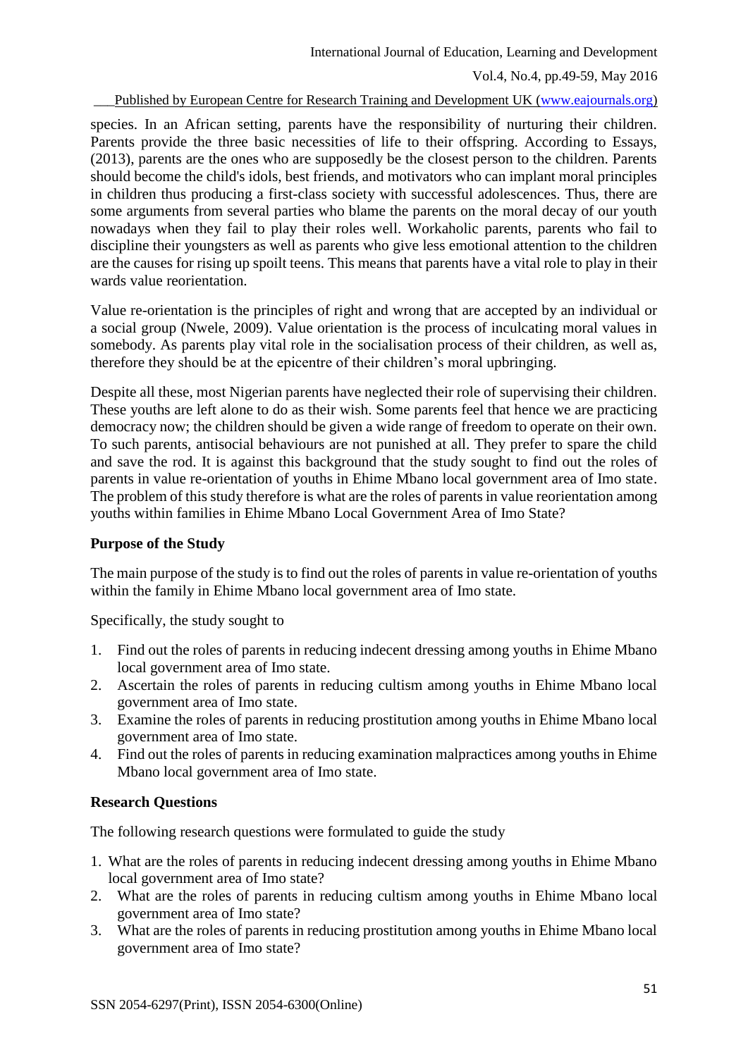species. In an African setting, parents have the responsibility of nurturing their children. Parents provide the three basic necessities of life to their offspring. According to Essays, (2013), parents are the ones who are supposedly be the closest person to the children. Parents should become the child's idols, best friends, and motivators who can implant moral principles in children thus producing a first-class society with successful adolescences. Thus, there are some arguments from several parties who blame the parents on the moral decay of our youth nowadays when they fail to play their roles well. Workaholic parents, parents who fail to discipline their youngsters as well as parents who give less emotional attention to the children are the causes for rising up spoilt teens. This means that parents have a vital role to play in their wards value reorientation.

Value re-orientation is the principles of right and wrong that are accepted by an individual or a social group (Nwele, 2009). Value orientation is the process of inculcating moral values in somebody. As parents play vital role in the socialisation process of their children, as well as, therefore they should be at the epicentre of their children's moral upbringing.

Despite all these, most Nigerian parents have neglected their role of supervising their children. These youths are left alone to do as their wish. Some parents feel that hence we are practicing democracy now; the children should be given a wide range of freedom to operate on their own. To such parents, antisocial behaviours are not punished at all. They prefer to spare the child and save the rod. It is against this background that the study sought to find out the roles of parents in value re-orientation of youths in Ehime Mbano local government area of Imo state. The problem of this study therefore is what are the roles of parents in value reorientation among youths within families in Ehime Mbano Local Government Area of Imo State?

## Purpose of the Study

The main purpose of the study is to find out the roles of parents in value re-orientation of youths within the family in Ehime Mbano local government area of Imo state.

Specifically, the study sought to

1. Find out the roles of parents in reducing indecent dressing among youths in Ehime Mbano local government area of Imo state.
2. Ascertain the roles of parents in reducing cultism among youths in Ehime Mbano local government area of Imo state.
3. Examine the roles of parents in reducing prostitution among youths in Ehime Mbano local government area of Imo state.
4. Find out the roles of parents in reducing examination malpractices among youths in Ehime Mbano local government area of Imo state.

## Research Questions

The following research questions were formulated to guide the study

1. What are the roles of parents in reducing indecent dressing among youths in Ehime Mbano local government area of Imo state?
2. What are the roles of parents in reducing cultism among youths in Ehime Mbano local government area of Imo state?
3. What are the roles of parents in reducing prostitution among youths in Ehime Mbano local government area of Imo state?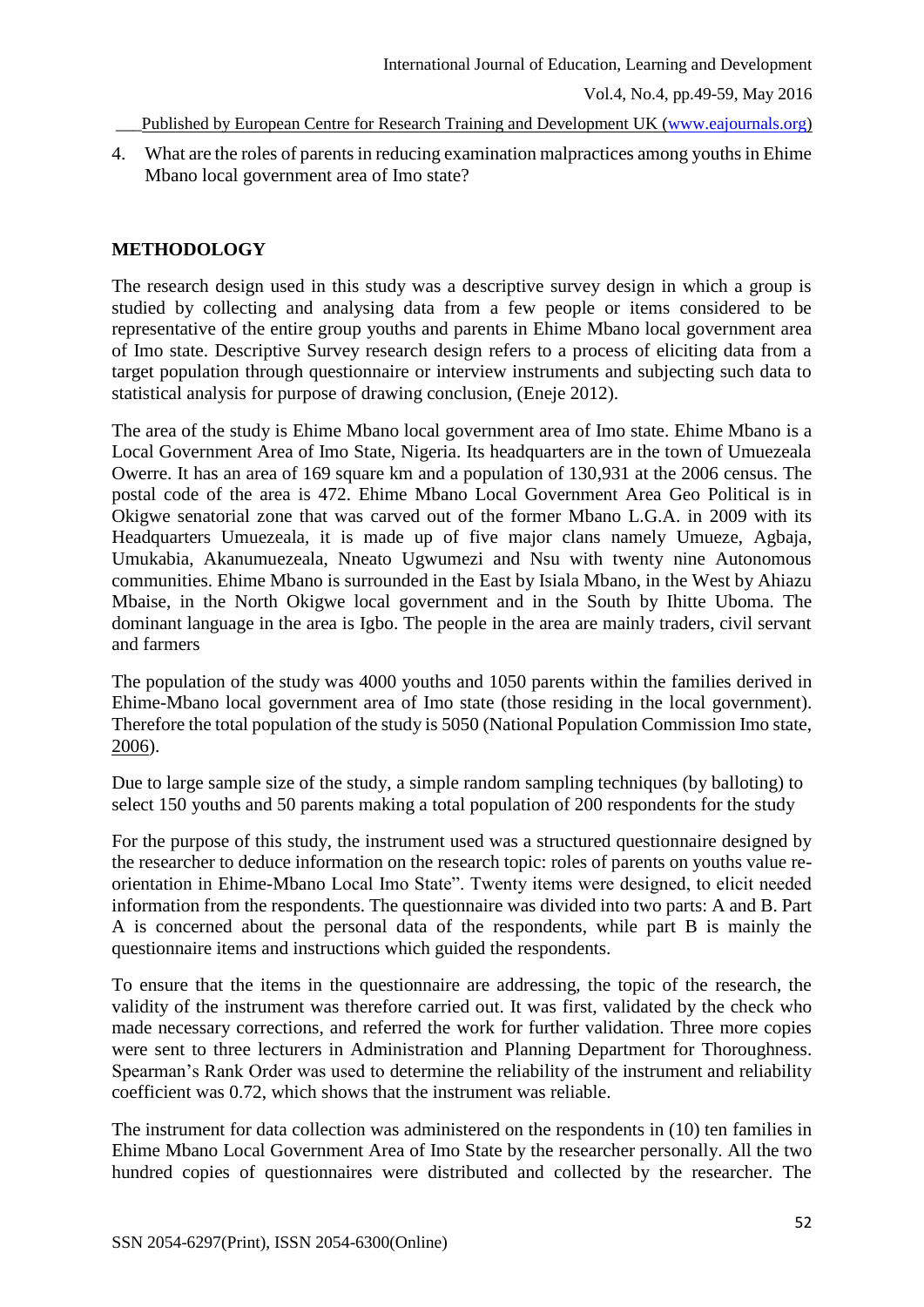4. What are the roles of parents in reducing examination malpractices among youths in Ehime Mbano local government area of Imo state?

## METHODOLOGY

The research design used in this study was a descriptive survey design in which a group is studied by collecting and analysing data from a few people or items considered to be representative of the entire group youths and parents in Ehime Mbano local government area of Imo state. Descriptive Survey research design refers to a process of eliciting data from a target population through questionnaire or interview instruments and subjecting such data to statistical analysis for purpose of drawing conclusion, (Eneje 2012).

The area of the study is Ehime Mbano local government area of Imo state. Ehime Mbano is a Local Government Area of Imo State, Nigeria. Its headquarters are in the town of Umuezeala Owerre. It has an area of 169 square km and a population of 130,931 at the 2006 census. The postal code of the area is 472. Ehime Mbano Local Government Area Geo Political is in Okigwe senatorial zone that was carved out of the former Mbano L.G.A. in 2009 with its Headquarters Umuezeala, it is made up of five major clans namely Umueze, Agbaja, Umukabia, Akanumuezeala, Nneato Ugwumezi and Nsu with twenty nine Autonomous communities. Ehime Mbano is surrounded in the East by Isiala Mbano, in the West by Ahiazu Mbaise, in the North Okigwe local government and in the South by Ihitte Uboma. The dominant language in the area is Igbo. The people in the area are mainly traders, civil servant and farmers

The population of the study was 4000 youths and 1050 parents within the families derived in Ehime-Mbano local government area of Imo state (those residing in the local government). Therefore the total population of the study is 5050 (National Population Commission Imo state, 2006).

Due to large sample size of the study, a simple random sampling techniques (by balloting) to select 150 youths and 50 parents making a total population of 200 respondents for the study

For the purpose of this study, the instrument used was a structured questionnaire designed by the researcher to deduce information on the research topic: roles of parents on youths value re-orientation in Ehime-Mbano Local Imo State". Twenty items were designed, to elicit needed information from the respondents. The questionnaire was divided into two parts: A and B. Part A is concerned about the personal data of the respondents, while part B is mainly the questionnaire items and instructions which guided the respondents.

To ensure that the items in the questionnaire are addressing, the topic of the research, the validity of the instrument was therefore carried out. It was first, validated by the check who made necessary corrections, and referred the work for further validation. Three more copies were sent to three lecturers in Administration and Planning Department for Thoroughness. Spearman's Rank Order was used to determine the reliability of the instrument and reliability coefficient was 0.72, which shows that the instrument was reliable.

The instrument for data collection was administered on the respondents in (10) ten families in Ehime Mbano Local Government Area of Imo State by the researcher personally. All the two hundred copies of questionnaires were distributed and collected by the researcher. The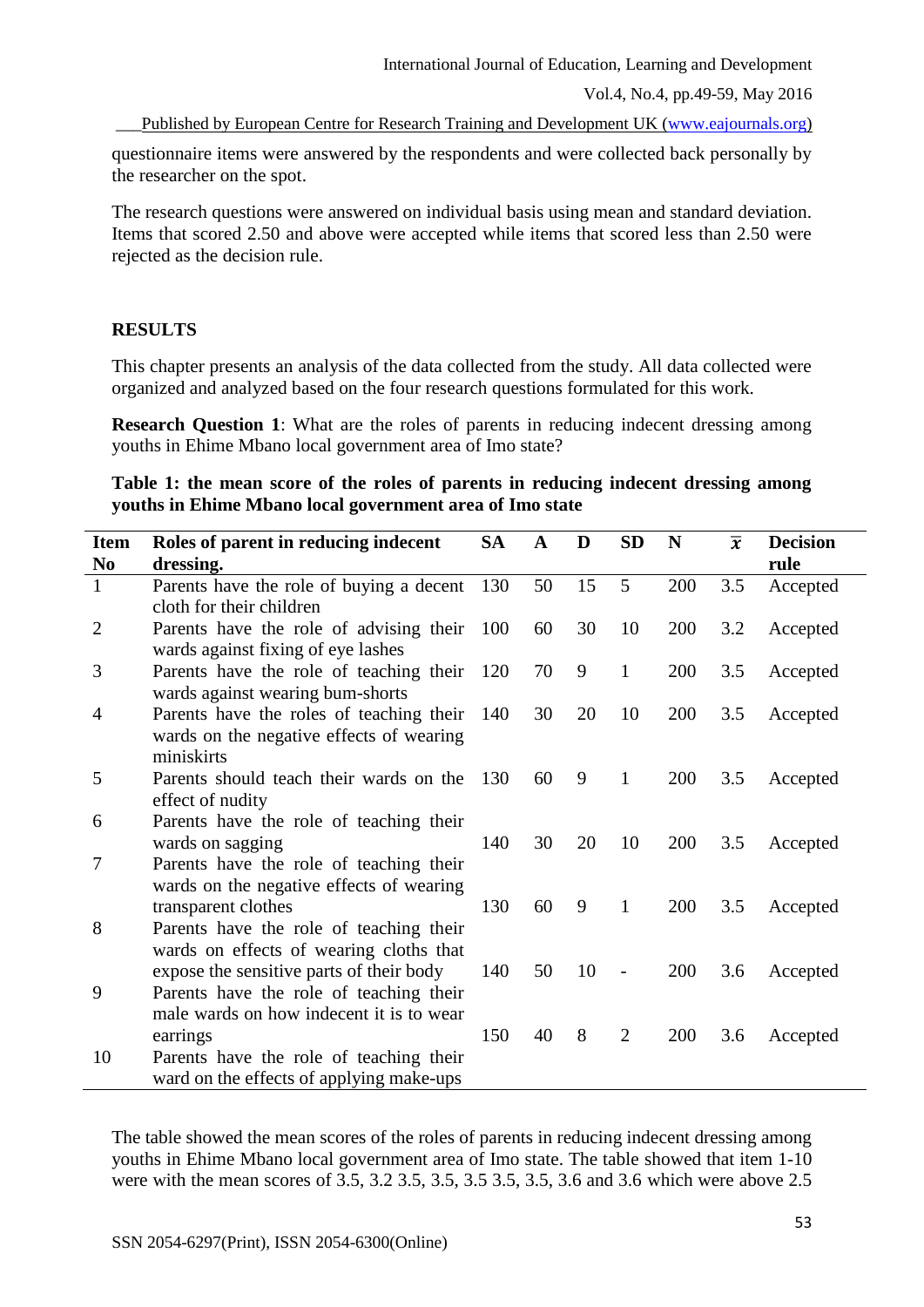questionnaire items were answered by the respondents and were collected back personally by the researcher on the spot.

The research questions were answered on individual basis using mean and standard deviation. Items that scored 2.50 and above were accepted while items that scored less than 2.50 were rejected as the decision rule.

## RESULTS

This chapter presents an analysis of the data collected from the study. All data collected were organized and analyzed based on the four research questions formulated for this work.

**Research Question 1**: What are the roles of parents in reducing indecent dressing among youths in Ehime Mbano local government area of Imo state?

**Table 1: the mean score of the roles of parents in reducing indecent dressing among youths in Ehime Mbano local government area of Imo state**

| Item No | Roles of parent in reducing indecent dressing. | SA | A | D | SD | N | $\bar{x}$ | Decision rule |
|---|---|---|---|---|---|---|---|---|
| 1 | Parents have the role of buying a decent cloth for their children | 130 | 50 | 15 | 5 | 200 | 3.5 | Accepted |
| 2 | Parents have the role of advising their wards against fixing of eye lashes | 100 | 60 | 30 | 10 | 200 | 3.2 | Accepted |
| 3 | Parents have the role of teaching their wards against wearing bum-shorts | 120 | 70 | 9 | 1 | 200 | 3.5 | Accepted |
| 4 | Parents have the roles of teaching their wards on the negative effects of wearing miniskirts | 140 | 30 | 20 | 10 | 200 | 3.5 | Accepted |
| 5 | Parents should teach their wards on the effect of nudity | 130 | 60 | 9 | 1 | 200 | 3.5 | Accepted |
| 6 | Parents have the role of teaching their wards on sagging | 140 | 30 | 20 | 10 | 200 | 3.5 | Accepted |
| 7 | Parents have the role of teaching their wards on the negative effects of wearing transparent clothes | 130 | 60 | 9 | 1 | 200 | 3.5 | Accepted |
| 8 | Parents have the role of teaching their wards on effects of wearing cloths that expose the sensitive parts of their body | 140 | 50 | 10 | - | 200 | 3.6 | Accepted |
| 9 | Parents have the role of teaching their male wards on how indecent it is to wear earrings | 150 | 40 | 8 | 2 | 200 | 3.6 | Accepted |
| 10 | Parents have the role of teaching their ward on the effects of applying make-ups | | | | | | | |

The table showed the mean scores of the roles of parents in reducing indecent dressing among youths in Ehime Mbano local government area of Imo state. The table showed that item 1-10 were with the mean scores of 3.5, 3.2 3.5, 3.5, 3.5 3.5, 3.5, 3.6 and 3.6 which were above 2.5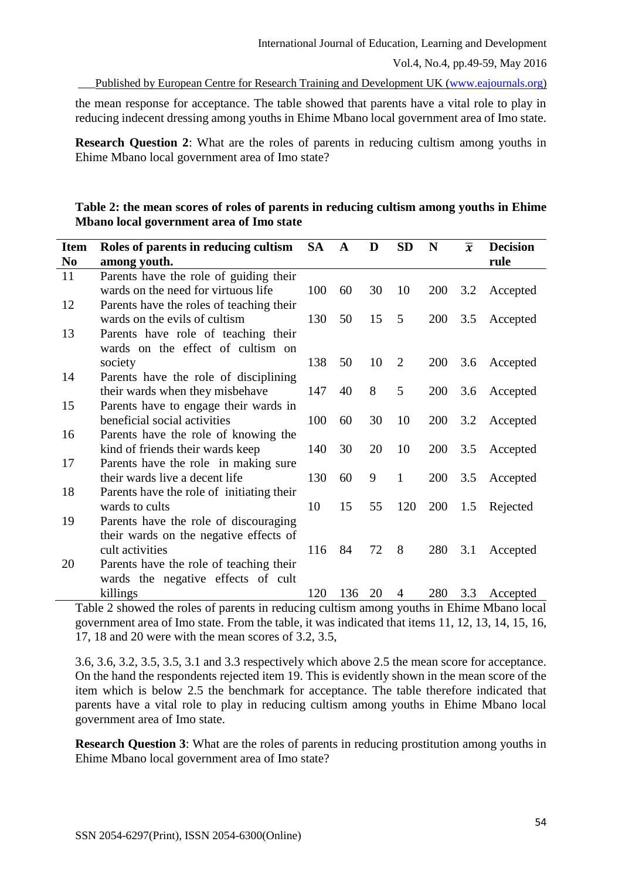the mean response for acceptance. The table showed that parents have a vital role to play in reducing indecent dressing among youths in Ehime Mbano local government area of Imo state.

**Research Question 2**: What are the roles of parents in reducing cultism among youths in Ehime Mbano local government area of Imo state?

**Table 2: the mean scores of roles of parents in reducing cultism among youths in Ehime Mbano local government area of Imo state**

| Item No | Roles of parents in reducing cultism among youth. | SA | A | D | SD | N | $\bar{x}$ | Decision rule |
|---|---|---|---|---|---|---|---|---|
| 11 | Parents have the role of guiding their wards on the need for virtuous life | 100 | 60 | 30 | 10 | 200 | 3.2 | Accepted |
| 12 | Parents have the roles of teaching their wards on the evils of cultism | 130 | 50 | 15 | 5 | 200 | 3.5 | Accepted |
| 13 | Parents have role of teaching their wards on the effect of cultism on society | 138 | 50 | 10 | 2 | 200 | 3.6 | Accepted |
| 14 | Parents have the role of disciplining their wards when they misbehave | 147 | 40 | 8 | 5 | 200 | 3.6 | Accepted |
| 15 | Parents have to engage their wards in beneficial social activities | 100 | 60 | 30 | 10 | 200 | 3.2 | Accepted |
| 16 | Parents have the role of knowing the kind of friends their wards keep | 140 | 30 | 20 | 10 | 200 | 3.5 | Accepted |
| 17 | Parents have the role in making sure their wards live a decent life | 130 | 60 | 9 | 1 | 200 | 3.5 | Accepted |
| 18 | Parents have the role of initiating their wards to cults | 10 | 15 | 55 | 120 | 200 | 1.5 | Rejected |
| 19 | Parents have the role of discouraging their wards on the negative effects of cult activities | 116 | 84 | 72 | 8 | 280 | 3.1 | Accepted |
| 20 | Parents have the role of teaching their wards the negative effects of cult killings | 120 | 136 | 20 | 4 | 280 | 3.3 | Accepted |

Table 2 showed the roles of parents in reducing cultism among youths in Ehime Mbano local government area of Imo state. From the table, it was indicated that items 11, 12, 13, 14, 15, 16, 17, 18 and 20 were with the mean scores of 3.2, 3.5,

3.6, 3.6, 3.2, 3.5, 3.5, 3.1 and 3.3 respectively which above 2.5 the mean score for acceptance. On the hand the respondents rejected item 19. This is evidently shown in the mean score of the item which is below 2.5 the benchmark for acceptance. The table therefore indicated that parents have a vital role to play in reducing cultism among youths in Ehime Mbano local government area of Imo state.

**Research Question 3**: What are the roles of parents in reducing prostitution among youths in Ehime Mbano local government area of Imo state?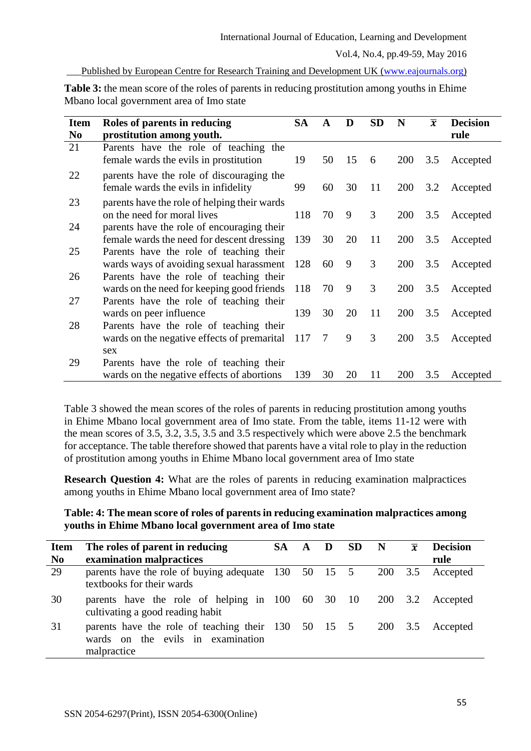**Table 3:** the mean score of the roles of parents in reducing prostitution among youths in Ehime Mbano local government area of Imo state

| Item No | Roles of parents in reducing prostitution among youth. | SA | A | D | SD | N | $\overline{x}$ | Decision rule |
|---|---|---|---|---|---|---|---|---|
| 21 | Parents have the role of teaching the female wards the evils in prostitution | 19 | 50 | 15 | 6 | 200 | 3.5 | Accepted |
| 22 | parents have the role of discouraging the female wards the evils in infidelity | 99 | 60 | 30 | 11 | 200 | 3.2 | Accepted |
| 23 | parents have the role of helping their wards on the need for moral lives | 118 | 70 | 9 | 3 | 200 | 3.5 | Accepted |
| 24 | parents have the role of encouraging their female wards the need for descent dressing | 139 | 30 | 20 | 11 | 200 | 3.5 | Accepted |
| 25 | Parents have the role of teaching their wards ways of avoiding sexual harassment | 128 | 60 | 9 | 3 | 200 | 3.5 | Accepted |
| 26 | Parents have the role of teaching their wards on the need for keeping good friends | 118 | 70 | 9 | 3 | 200 | 3.5 | Accepted |
| 27 | Parents have the role of teaching their wards on peer influence | 139 | 30 | 20 | 11 | 200 | 3.5 | Accepted |
| 28 | Parents have the role of teaching their wards on the negative effects of premarital sex | 117 | 7 | 9 | 3 | 200 | 3.5 | Accepted |
| 29 | Parents have the role of teaching their wards on the negative effects of abortions | 139 | 30 | 20 | 11 | 200 | 3.5 | Accepted |

Table 3 showed the mean scores of the roles of parents in reducing prostitution among youths in Ehime Mbano local government area of Imo state. From the table, items 11-12 were with the mean scores of 3.5, 3.2, 3.5, 3.5 and 3.5 respectively which were above 2.5 the benchmark for acceptance. The table therefore showed that parents have a vital role to play in the reduction of prostitution among youths in Ehime Mbano local government area of Imo state

**Research Question 4:** What are the roles of parents in reducing examination malpractices among youths in Ehime Mbano local government area of Imo state?

**Table: 4: The mean score of roles of parents in reducing examination malpractices among youths in Ehime Mbano local government area of Imo state**

| Item No | The roles of parent in reducing examination malpractices | SA | A | D | SD | N | $\overline{x}$ | Decision rule |
|---|---|---|---|---|---|---|---|---|
| 29 | parents have the role of buying adequate textbooks for their wards | 130 | 50 | 15 | 5 | 200 | 3.5 | Accepted |
| 30 | parents have the role of helping in cultivating a good reading habit | 100 | 60 | 30 | 10 | 200 | 3.2 | Accepted |
| 31 | parents have the role of teaching their wards on the evils in examination malpractice | 130 | 50 | 15 | 5 | 200 | 3.5 | Accepted |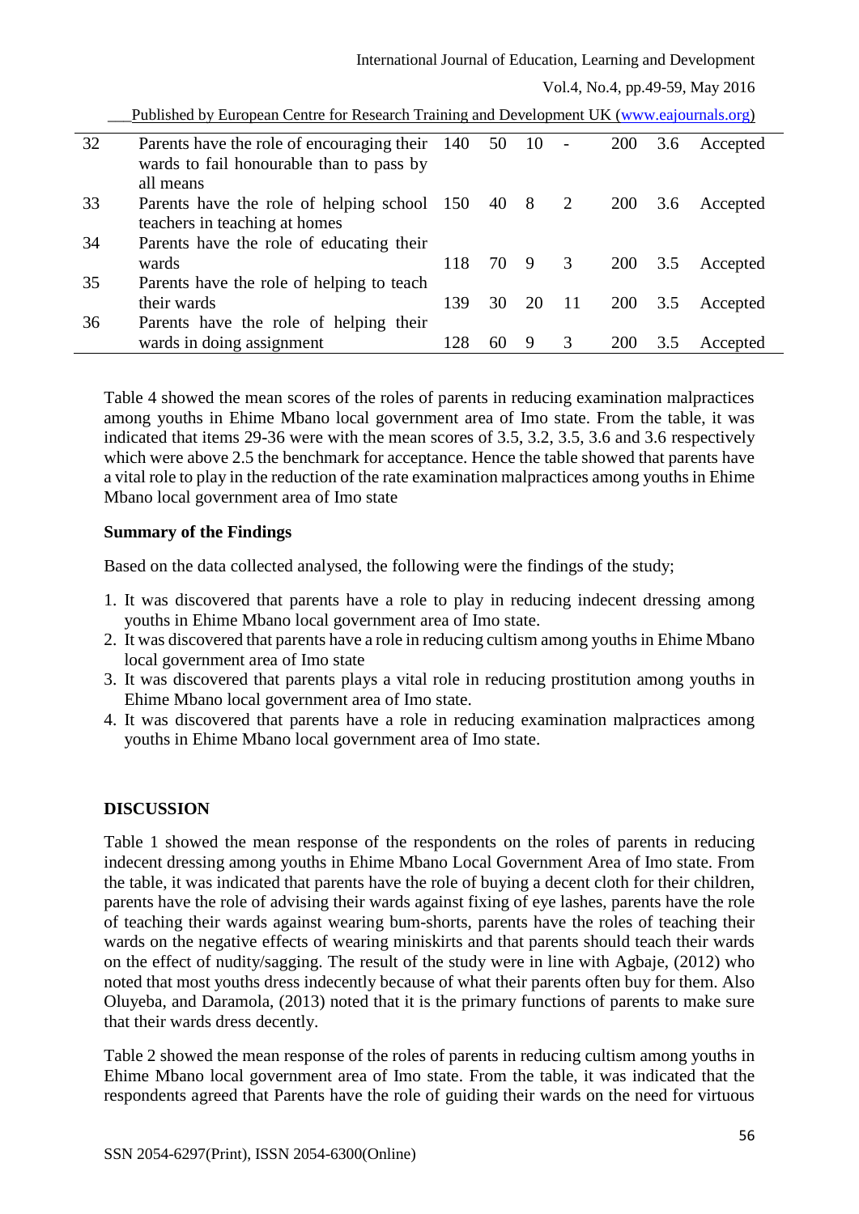| 32 | Parents have the role of encouraging their wards to fail honourable than to pass by all means | 140 | 50 | 10 | - | 200 | 3.6 | Accepted |
|---|---|---|---|---|---|---|---|---|
| 33 | Parents have the role of helping school teachers in teaching at homes | 150 | 40 | 8 | 2 | 200 | 3.6 | Accepted |
| 34 | Parents have the role of educating their wards | 118 | 70 | 9 | 3 | 200 | 3.5 | Accepted |
| 35 | Parents have the role of helping to teach their wards | 139 | 30 | 20 | 11 | 200 | 3.5 | Accepted |
| 36 | Parents have the role of helping their wards in doing assignment | 128 | 60 | 9 | 3 | 200 | 3.5 | Accepted |

Table 4 showed the mean scores of the roles of parents in reducing examination malpractices among youths in Ehime Mbano local government area of Imo state. From the table, it was indicated that items 29-36 were with the mean scores of 3.5, 3.2, 3.5, 3.6 and 3.6 respectively which were above 2.5 the benchmark for acceptance. Hence the table showed that parents have a vital role to play in the reduction of the rate examination malpractices among youths in Ehime Mbano local government area of Imo state

**Summary of the Findings**

Based on the data collected analysed, the following were the findings of the study;

1. It was discovered that parents have a role to play in reducing indecent dressing among youths in Ehime Mbano local government area of Imo state.
2. It was discovered that parents have a role in reducing cultism among youths in Ehime Mbano local government area of Imo state
3. It was discovered that parents plays a vital role in reducing prostitution among youths in Ehime Mbano local government area of Imo state.
4. It was discovered that parents have a role in reducing examination malpractices among youths in Ehime Mbano local government area of Imo state.

## DISCUSSION

Table 1 showed the mean response of the respondents on the roles of parents in reducing indecent dressing among youths in Ehime Mbano Local Government Area of Imo state. From the table, it was indicated that parents have the role of buying a decent cloth for their children, parents have the role of advising their wards against fixing of eye lashes, parents have the role of teaching their wards against wearing bum-shorts, parents have the roles of teaching their wards on the negative effects of wearing miniskirts and that parents should teach their wards on the effect of nudity/sagging. The result of the study were in line with Agbaje, (2012) who noted that most youths dress indecently because of what their parents often buy for them. Also Oluyeba, and Daramola, (2013) noted that it is the primary functions of parents to make sure that their wards dress decently.

Table 2 showed the mean response of the roles of parents in reducing cultism among youths in Ehime Mbano local government area of Imo state. From the table, it was indicated that the respondents agreed that Parents have the role of guiding their wards on the need for virtuous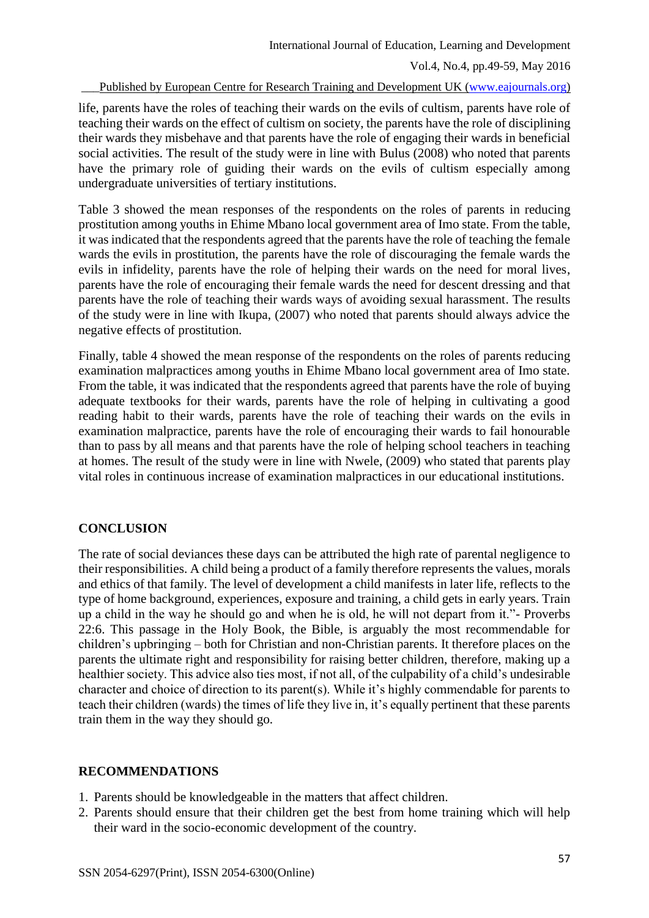life, parents have the roles of teaching their wards on the evils of cultism, parents have role of teaching their wards on the effect of cultism on society, the parents have the role of disciplining their wards they misbehave and that parents have the role of engaging their wards in beneficial social activities. The result of the study were in line with Bulus (2008) who noted that parents have the primary role of guiding their wards on the evils of cultism especially among undergraduate universities of tertiary institutions.

Table 3 showed the mean responses of the respondents on the roles of parents in reducing prostitution among youths in Ehime Mbano local government area of Imo state. From the table, it was indicated that the respondents agreed that the parents have the role of teaching the female wards the evils in prostitution, the parents have the role of discouraging the female wards the evils in infidelity, parents have the role of helping their wards on the need for moral lives, parents have the role of encouraging their female wards the need for descent dressing and that parents have the role of teaching their wards ways of avoiding sexual harassment. The results of the study were in line with Ikupa, (2007) who noted that parents should always advice the negative effects of prostitution.

Finally, table 4 showed the mean response of the respondents on the roles of parents reducing examination malpractices among youths in Ehime Mbano local government area of Imo state. From the table, it was indicated that the respondents agreed that parents have the role of buying adequate textbooks for their wards, parents have the role of helping in cultivating a good reading habit to their wards, parents have the role of teaching their wards on the evils in examination malpractice, parents have the role of encouraging their wards to fail honourable than to pass by all means and that parents have the role of helping school teachers in teaching at homes. The result of the study were in line with Nwele, (2009) who stated that parents play vital roles in continuous increase of examination malpractices in our educational institutions.

## CONCLUSION

The rate of social deviances these days can be attributed the high rate of parental negligence to their responsibilities. A child being a product of a family therefore represents the values, morals and ethics of that family. The level of development a child manifests in later life, reflects to the type of home background, experiences, exposure and training, a child gets in early years. Train up a child in the way he should go and when he is old, he will not depart from it."- Proverbs 22:6. This passage in the Holy Book, the Bible, is arguably the most recommendable for children's upbringing – both for Christian and non-Christian parents. It therefore places on the parents the ultimate right and responsibility for raising better children, therefore, making up a healthier society. This advice also ties most, if not all, of the culpability of a child's undesirable character and choice of direction to its parent(s). While it's highly commendable for parents to teach their children (wards) the times of life they live in, it's equally pertinent that these parents train them in the way they should go.

## RECOMMENDATIONS

1. Parents should be knowledgeable in the matters that affect children.
2. Parents should ensure that their children get the best from home training which will help their ward in the socio-economic development of the country.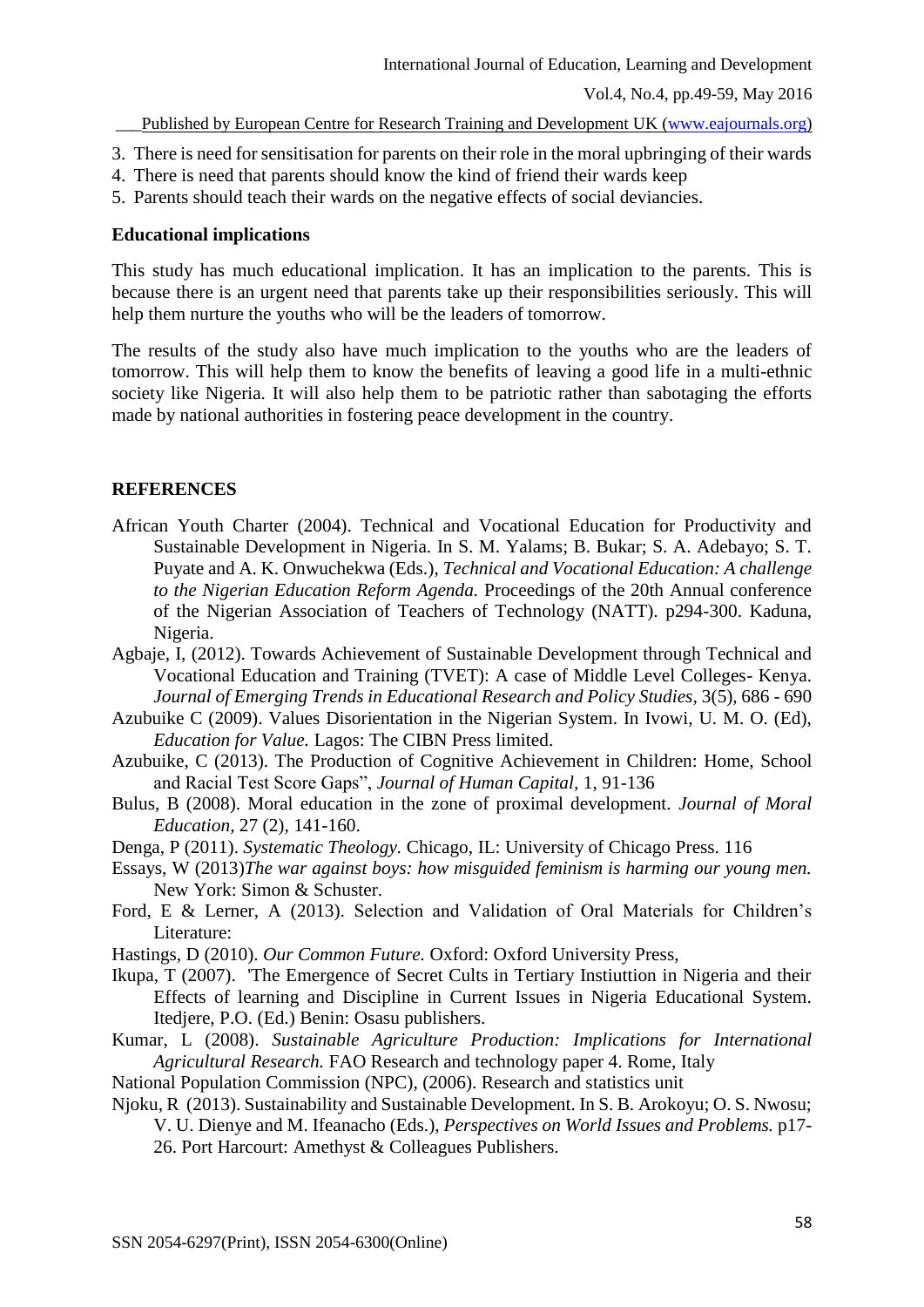3. There is need for sensitisation for parents on their role in the moral upbringing of their wards
4. There is need that parents should know the kind of friend their wards keep
5. Parents should teach their wards on the negative effects of social deviancies.

**Educational implications**

This study has much educational implication. It has an implication to the parents. This is because there is an urgent need that parents take up their responsibilities seriously. This will help them nurture the youths who will be the leaders of tomorrow.

The results of the study also have much implication to the youths who are the leaders of tomorrow. This will help them to know the benefits of leaving a good life in a multi-ethnic society like Nigeria. It will also help them to be patriotic rather than sabotaging the efforts made by national authorities in fostering peace development in the country.

**REFERENCES**

African Youth Charter (2004). Technical and Vocational Education for Productivity and Sustainable Development in Nigeria. In S. M. Yalams; B. Bukar; S. A. Adebayo; S. T. Puyate and A. K. Onwuchekwa (Eds.), *Technical and Vocational Education: A challenge to the Nigerian Education Reform Agenda.* Proceedings of the 20th Annual conference of the Nigerian Association of Teachers of Technology (NATT). p294-300. Kaduna, Nigeria.

Agbaje, I, (2012). Towards Achievement of Sustainable Development through Technical and Vocational Education and Training (TVET): A case of Middle Level Colleges- Kenya. *Journal of Emerging Trends in Educational Research and Policy Studies*, 3(5), 686 - 690

Azubuike C (2009). Values Disorientation in the Nigerian System. In Ivowi, U. M. O. (Ed), *Education for Value.* Lagos: The CIBN Press limited.

Azubuike, C (2013). The Production of Cognitive Achievement in Children: Home, School and Racial Test Score Gaps", *Journal of Human Capital,* 1, 91-136

Bulus, B (2008). Moral education in the zone of proximal development. *Journal of Moral Education*, 27 (2), 141-160.

Denga, P (2011). *Systematic Theology.* Chicago, IL: University of Chicago Press. 116

Essays, W (2013)*The war against boys: how misguided feminism is harming our young men.* New York: Simon & Schuster.

Ford, E & Lerner, A (2013). Selection and Validation of Oral Materials for Children's Literature:

Hastings, D (2010). *Our Common Future.* Oxford: Oxford University Press,

Ikupa, T (2007). 'The Emergence of Secret Cults in Tertiary Instiuttion in Nigeria and their Effects of learning and Discipline in Current Issues in Nigeria Educational System. Itedjere, P.O. (Ed.) Benin: Osasu publishers.

Kumar, L (2008). *Sustainable Agriculture Production: Implications for International Agricultural Research.* FAO Research and technology paper 4. Rome, Italy

National Population Commission (NPC), (2006). Research and statistics unit

Njoku, R (2013). Sustainability and Sustainable Development. In S. B. Arokoyu; O. S. Nwosu; V. U. Dienye and M. Ifeanacho (Eds.), *Perspectives on World Issues and Problems.* p17-26. Port Harcourt: Amethyst & Colleagues Publishers.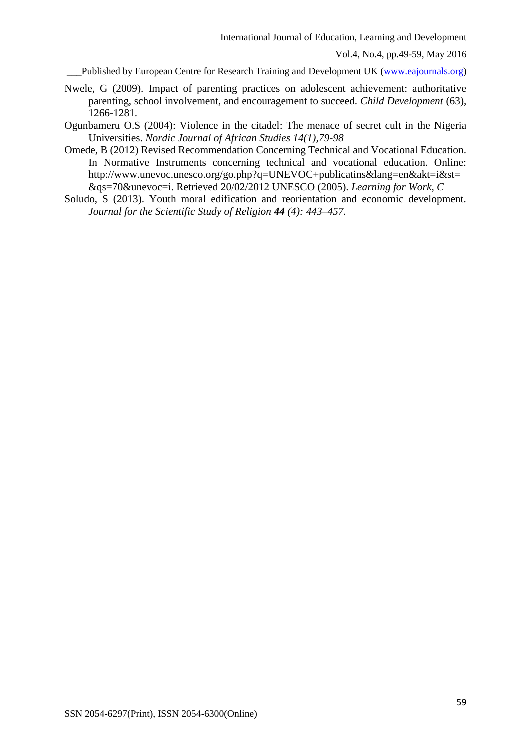Nwele, G (2009). Impact of parenting practices on adolescent achievement: authoritative parenting, school involvement, and encouragement to succeed. *Child Development* (63), 1266-1281.

Ogunbameru O.S (2004): Violence in the citadel: The menace of secret cult in the Nigeria Universities. *Nordic Journal of African Studies 14(1),79-98*

Omede, B (2012) Revised Recommendation Concerning Technical and Vocational Education. In Normative Instruments concerning technical and vocational education. Online: http://www.unevoc.unesco.org/go.php?q=UNEVOC+publicatins&lang=en&akt=i&st=&qs=70&unevoc=i. Retrieved 20/02/2012 UNESCO (2005). *Learning for Work, C*

Soludo, S (2013). Youth moral edification and reorientation and economic development. *Journal for the Scientific Study of Religion **44** (4): 443–457.*